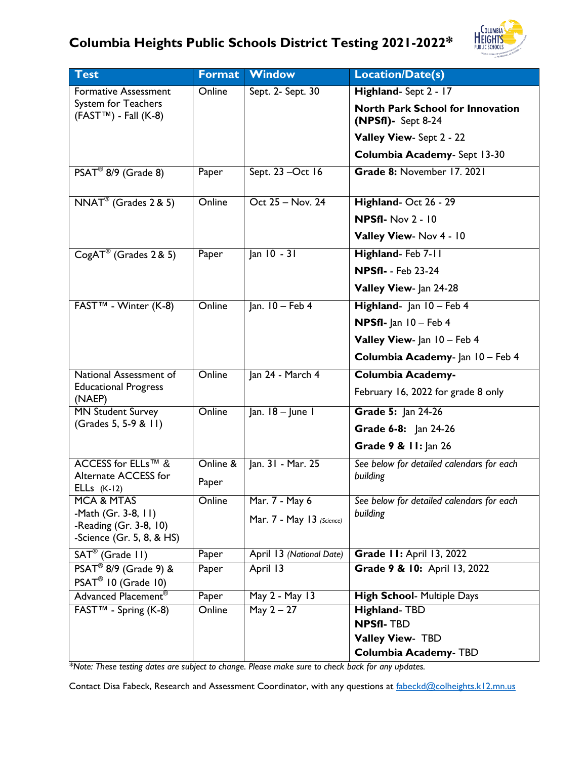# Columbia Heights Public Schools District Testing 2021-2022*

| Test | Format | Window | Location/Date(s) |
| --- | --- | --- | --- |
| Formative Assessment System for Teachers (FAST™) - Fall (K-8) | Online | Sept. 2- Sept. 30 | **Highland**- Sept 2 - 17<br>**North Park School for Innovation (NPSfI)**- Sept 8-24<br>**Valley View**- Sept 2 - 22<br>**Columbia Academy**- Sept 13-30 |
| PSAT® 8/9 (Grade 8) | Paper | Sept. 23 –Oct 16 | **Grade 8:** November 17. 2021 |
| NNAT® (Grades 2 & 5) | Online | Oct 25 – Nov. 24 | **Highland**- Oct 26 - 29<br>**NPSfI-** Nov 2 - 10<br>**Valley View**- Nov 4 - 10 |
| CogAT® (Grades 2 & 5) | Paper | Jan 10 - 31 | **Highland**- Feb 7-11<br>**NPSfI-** - Feb 23-24<br>**Valley View**- Jan 24-28 |
| FAST™ - Winter (K-8) | Online | Jan. 10 – Feb 4 | **Highland**- Jan 10 – Feb 4<br>**NPSfI-** Jan 10 – Feb 4<br>**Valley View**- Jan 10 – Feb 4<br>**Columbia Academy**- Jan 10 – Feb 4 |
| National Assessment of Educational Progress (NAEP) | Online | Jan 24 - March 4 | **Columbia Academy-**<br>February 16, 2022 for grade 8 only |
| MN Student Survey (Grades 5, 5-9 & 11) | Online | Jan. 18 – June 1 | **Grade 5:** Jan 24-26<br>**Grade 6-8:** Jan 24-26<br>**Grade 9 & 11:** Jan 26 |
| ACCESS for ELLs™ & Alternate ACCESS for ELLs (K-12) | Online & Paper | Jan. 31 - Mar. 25 | *See below for detailed calendars for each building* |
| MCA & MTAS<br>-Math (Gr. 3-8, 11)<br>-Reading (Gr. 3-8, 10)<br>-Science (Gr. 5, 8, & HS) | Online | Mar. 7 - May 6<br>Mar. 7 - May 13 *(Science)* | *See below for detailed calendars for each building* |
| SAT® (Grade 11) | Paper | April 13 *(National Date)* | **Grade 11:** April 13, 2022 |
| PSAT® 8/9 (Grade 9) & PSAT® 10 (Grade 10) | Paper | April 13 | **Grade 9 & 10:** April 13, 2022 |
| Advanced Placement® | Paper | May 2 - May 13 | **High School**- Multiple Days |
| FAST™ - Spring (K-8) | Online | May 2 – 27 | **Highland**- TBD<br>**NPSfI-** TBD<br>**Valley View**- TBD<br>**Columbia Academy**- TBD |

*\*Note: These testing dates are subject to change. Please make sure to check back for any updates.*

Contact Disa Fabeck, Research and Assessment Coordinator, with any questions at fabeckd@colheights.k12.mn.us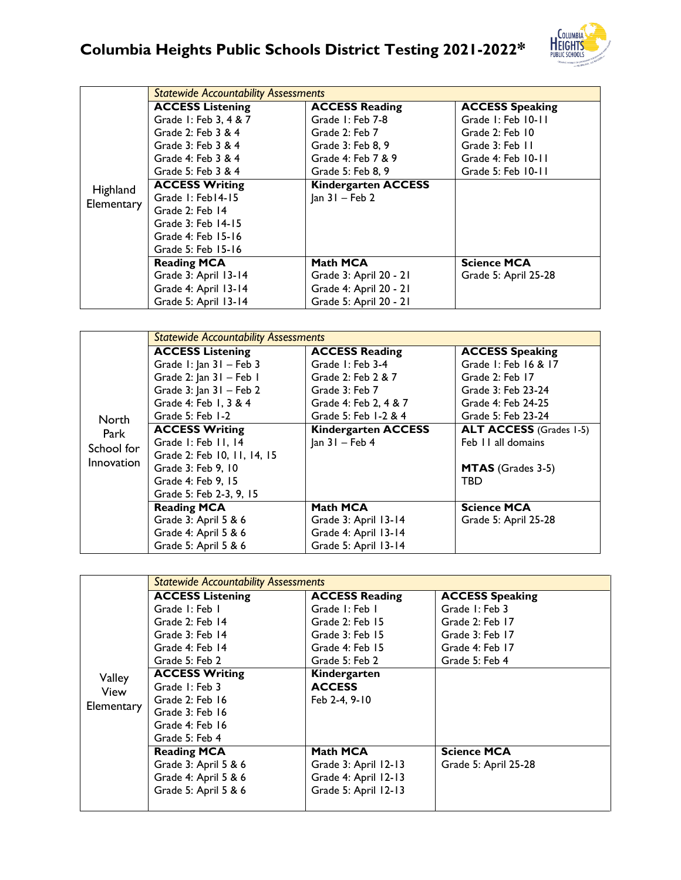# Columbia Heights Public Schools District Testing 2021-2022*

| | *Statewide Accountability Assessments* | | |
|---|---|---|---|
| Highland Elementary | **ACCESS Listening**<br>Grade 1: Feb 3, 4 & 7<br>Grade 2: Feb 3 & 4<br>Grade 3: Feb 3 & 4<br>Grade 4: Feb 3 & 4<br>Grade 5: Feb 3 & 4 | **ACCESS Reading**<br>Grade 1: Feb 7-8<br>Grade 2: Feb 7<br>Grade 3: Feb 8, 9<br>Grade 4: Feb 7 & 9<br>Grade 5: Feb 8, 9 | **ACCESS Speaking**<br>Grade 1: Feb 10-11<br>Grade 2: Feb 10<br>Grade 3: Feb 11<br>Grade 4: Feb 10-11<br>Grade 5: Feb 10-11 |
| | **ACCESS Writing**<br>Grade 1: Feb14-15<br>Grade 2: Feb 14<br>Grade 3: Feb 14-15<br>Grade 4: Feb 15-16<br>Grade 5: Feb 15-16 | **Kindergarten ACCESS**<br>Jan 31 – Feb 2 | |
| | **Reading MCA**<br>Grade 3: April 13-14<br>Grade 4: April 13-14<br>Grade 5: April 13-14 | **Math MCA**<br>Grade 3: April 20 - 21<br>Grade 4: April 20 - 21<br>Grade 5: April 20 - 21 | **Science MCA**<br>Grade 5: April 25-28 |

| | *Statewide Accountability Assessments* | | |
|---|---|---|---|
| North Park School for Innovation | **ACCESS Listening**<br>Grade 1: Jan 31 – Feb 3<br>Grade 2: Jan 31 – Feb 1<br>Grade 3: Jan 31 – Feb 2<br>Grade 4: Feb 1, 3 & 4<br>Grade 5: Feb 1-2 | **ACCESS Reading**<br>Grade 1: Feb 3-4<br>Grade 2: Feb 2 & 7<br>Grade 3: Feb 7<br>Grade 4: Feb 2, 4 & 7<br>Grade 5: Feb 1-2 & 4 | **ACCESS Speaking**<br>Grade 1: Feb 16 & 17<br>Grade 2: Feb 17<br>Grade 3: Feb 23-24<br>Grade 4: Feb 24-25<br>Grade 5: Feb 23-24 |
| | **ACCESS Writing**<br>Grade 1: Feb 11, 14<br>Grade 2: Feb 10, 11, 14, 15<br>Grade 3: Feb 9, 10<br>Grade 4: Feb 9, 15<br>Grade 5: Feb 2-3, 9, 15 | **Kindergarten ACCESS**<br>Jan 31 – Feb 4 | **ALT ACCESS** (Grades 1-5)<br>Feb 11 all domains<br><br>**MTAS** (Grades 3-5)<br>TBD |
| | **Reading MCA**<br>Grade 3: April 5 & 6<br>Grade 4: April 5 & 6<br>Grade 5: April 5 & 6 | **Math MCA**<br>Grade 3: April 13-14<br>Grade 4: April 13-14<br>Grade 5: April 13-14 | **Science MCA**<br>Grade 5: April 25-28 |

| | *Statewide Accountability Assessments* | | |
|---|---|---|---|
| Valley View Elementary | **ACCESS Listening**<br>Grade 1: Feb 1<br>Grade 2: Feb 14<br>Grade 3: Feb 14<br>Grade 4: Feb 14<br>Grade 5: Feb 2 | **ACCESS Reading**<br>Grade 1: Feb 1<br>Grade 2: Feb 15<br>Grade 3: Feb 15<br>Grade 4: Feb 15<br>Grade 5: Feb 2 | **ACCESS Speaking**<br>Grade 1: Feb 3<br>Grade 2: Feb 17<br>Grade 3: Feb 17<br>Grade 4: Feb 17<br>Grade 5: Feb 4 |
| | **ACCESS Writing**<br>Grade 1: Feb 3<br>Grade 2: Feb 16<br>Grade 3: Feb 16<br>Grade 4: Feb 16<br>Grade 5: Feb 4 | **Kindergarten ACCESS**<br>Feb 2-4, 9-10 | |
| | **Reading MCA**<br>Grade 3: April 5 & 6<br>Grade 4: April 5 & 6<br>Grade 5: April 5 & 6 | **Math MCA**<br>Grade 3: April 12-13<br>Grade 4: April 12-13<br>Grade 5: April 12-13 | **Science MCA**<br>Grade 5: April 25-28 |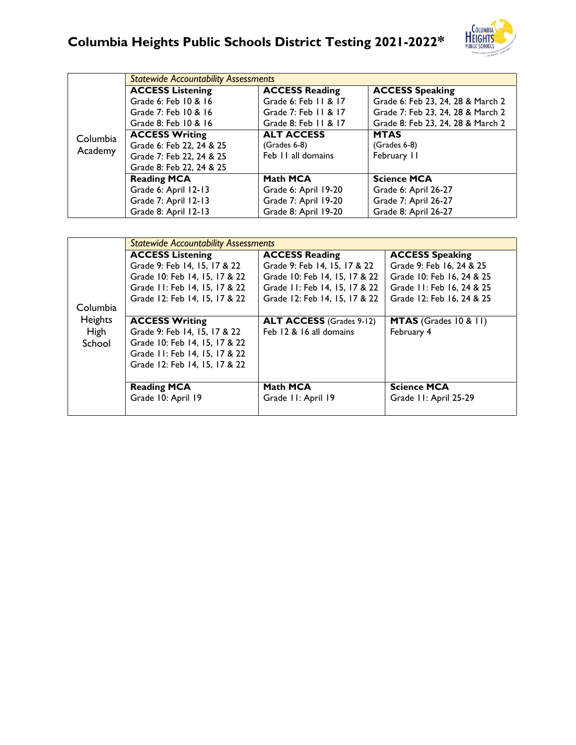# Columbia Heights Public Schools District Testing 2021-2022*

| | | | |
|---|---|---|---|
| Columbia Academy | *Statewide Accountability Assessments* | | |
| | **ACCESS Listening**<br>Grade 6: Feb 10 & 16<br>Grade 7: Feb 10 & 16<br>Grade 8: Feb 10 & 16 | **ACCESS Reading**<br>Grade 6: Feb 11 & 17<br>Grade 7: Feb 11 & 17<br>Grade 8: Feb 11 & 17 | **ACCESS Speaking**<br>Grade 6: Feb 23, 24, 28 & March 2<br>Grade 7: Feb 23, 24, 28 & March 2<br>Grade 8: Feb 23, 24, 28 & March 2 |
| | **ACCESS Writing**<br>Grade 6: Feb 22, 24 & 25<br>Grade 7: Feb 22, 24 & 25<br>Grade 8: Feb 22, 24 & 25 | **ALT ACCESS**<br>(Grades 6-8)<br>Feb 11 all domains | **MTAS**<br>(Grades 6-8)<br>February 11 |
| | **Reading MCA**<br>Grade 6: April 12-13<br>Grade 7: April 12-13<br>Grade 8: April 12-13 | **Math MCA**<br>Grade 6: April 19-20<br>Grade 7: April 19-20<br>Grade 8: April 19-20 | **Science MCA**<br>Grade 6: April 26-27<br>Grade 7: April 26-27<br>Grade 8: April 26-27 |

| | | | |
|---|---|---|---|
| Columbia Heights High School | *Statewide Accountability Assessments* | | |
| | **ACCESS Listening**<br>Grade 9: Feb 14, 15, 17 & 22<br>Grade 10: Feb 14, 15, 17 & 22<br>Grade 11: Feb 14, 15, 17 & 22<br>Grade 12: Feb 14, 15, 17 & 22 | **ACCESS Reading**<br>Grade 9: Feb 14, 15, 17 & 22<br>Grade 10: Feb 14, 15, 17 & 22<br>Grade 11: Feb 14, 15, 17 & 22<br>Grade 12: Feb 14, 15, 17 & 22 | **ACCESS Speaking**<br>Grade 9: Feb 16, 24 & 25<br>Grade 10: Feb 16, 24 & 25<br>Grade 11: Feb 16, 24 & 25<br>Grade 12: Feb 16, 24 & 25 |
| | **ACCESS Writing**<br>Grade 9: Feb 14, 15, 17 & 22<br>Grade 10: Feb 14, 15, 17 & 22<br>Grade 11: Feb 14, 15, 17 & 22<br>Grade 12: Feb 14, 15, 17 & 22 | **ALT ACCESS** (Grades 9-12)<br>Feb 12 & 16 all domains | **MTAS** (Grades 10 & 11)<br>February 4 |
| | **Reading MCA**<br>Grade 10: April 19 | **Math MCA**<br>Grade 11: April 19 | **Science MCA**<br>Grade 11: April 25-29 |